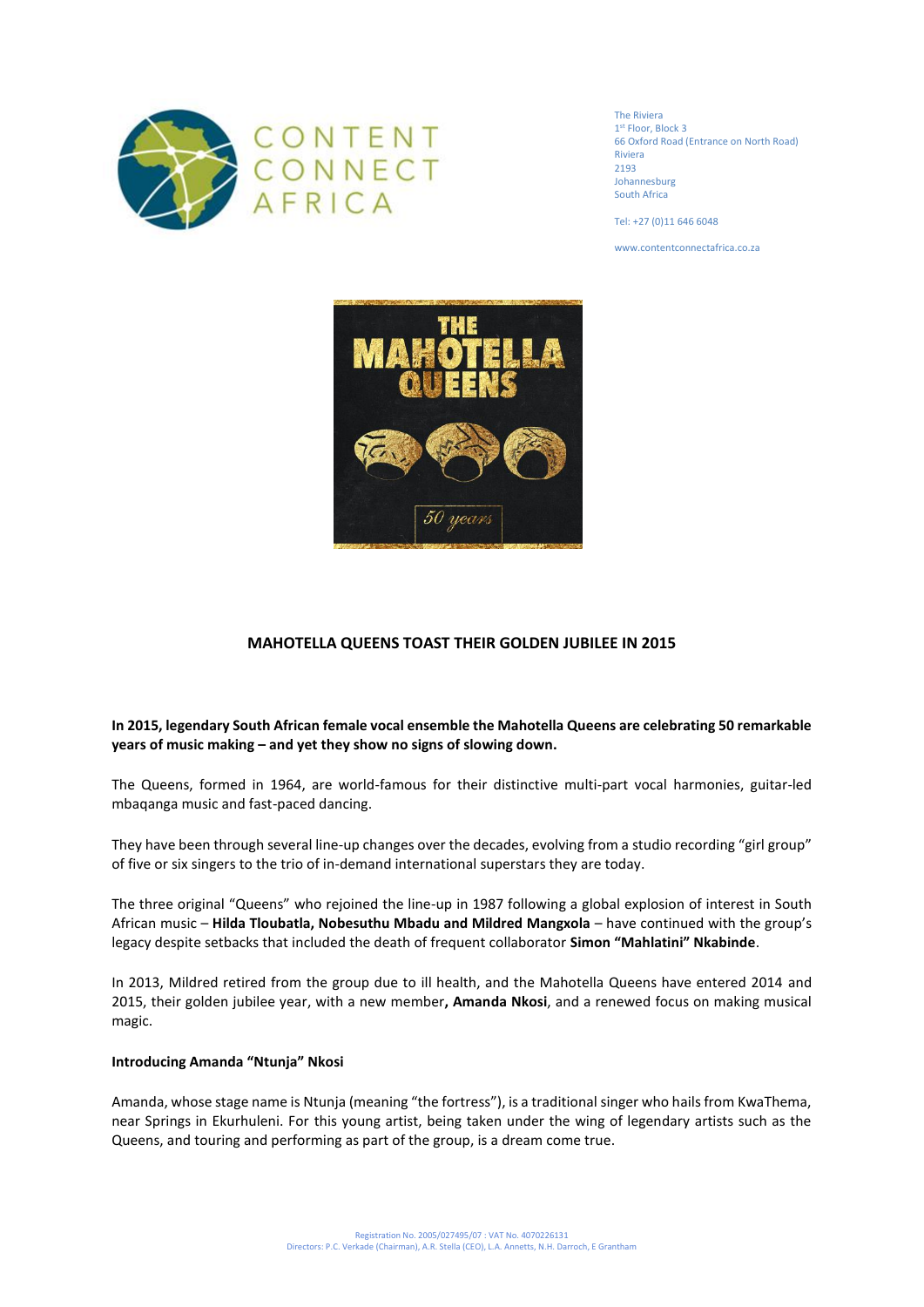CONTENT CONNECT AFRICA

The Riviera
1st Floor, Block 3
66 Oxford Road (Entrance on North Road)
Riviera
2193
Johannesburg
South Africa

Tel: +27 (0)11 646 6048

www.contentconnectafrica.co.za

## MAHOTELLA QUEENS TOAST THEIR GOLDEN JUBILEE IN 2015

**In 2015, legendary South African female vocal ensemble the Mahotella Queens are celebrating 50 remarkable years of music making – and yet they show no signs of slowing down.**

The Queens, formed in 1964, are world-famous for their distinctive multi-part vocal harmonies, guitar-led mbaqanga music and fast-paced dancing.

They have been through several line-up changes over the decades, evolving from a studio recording "girl group" of five or six singers to the trio of in-demand international superstars they are today.

The three original "Queens" who rejoined the line-up in 1987 following a global explosion of interest in South African music – **Hilda Tloubatla, Nobesuthu Mbadu and Mildred Mangxola** – have continued with the group's legacy despite setbacks that included the death of frequent collaborator **Simon "Mahlatini" Nkabinde**.

In 2013, Mildred retired from the group due to ill health, and the Mahotella Queens have entered 2014 and 2015, their golden jubilee year, with a new member**, Amanda Nkosi**, and a renewed focus on making musical magic.

### Introducing Amanda "Ntunja" Nkosi

Amanda, whose stage name is Ntunja (meaning "the fortress"), is a traditional singer who hails from KwaThema, near Springs in Ekurhuleni. For this young artist, being taken under the wing of legendary artists such as the Queens, and touring and performing as part of the group, is a dream come true.

Registration No. 2005/027495/07 : VAT No. 4070226131
Directors: P.C. Verkade (Chairman), A.R. Stella (CEO), L.A. Annetts, N.H. Darroch, E Grantham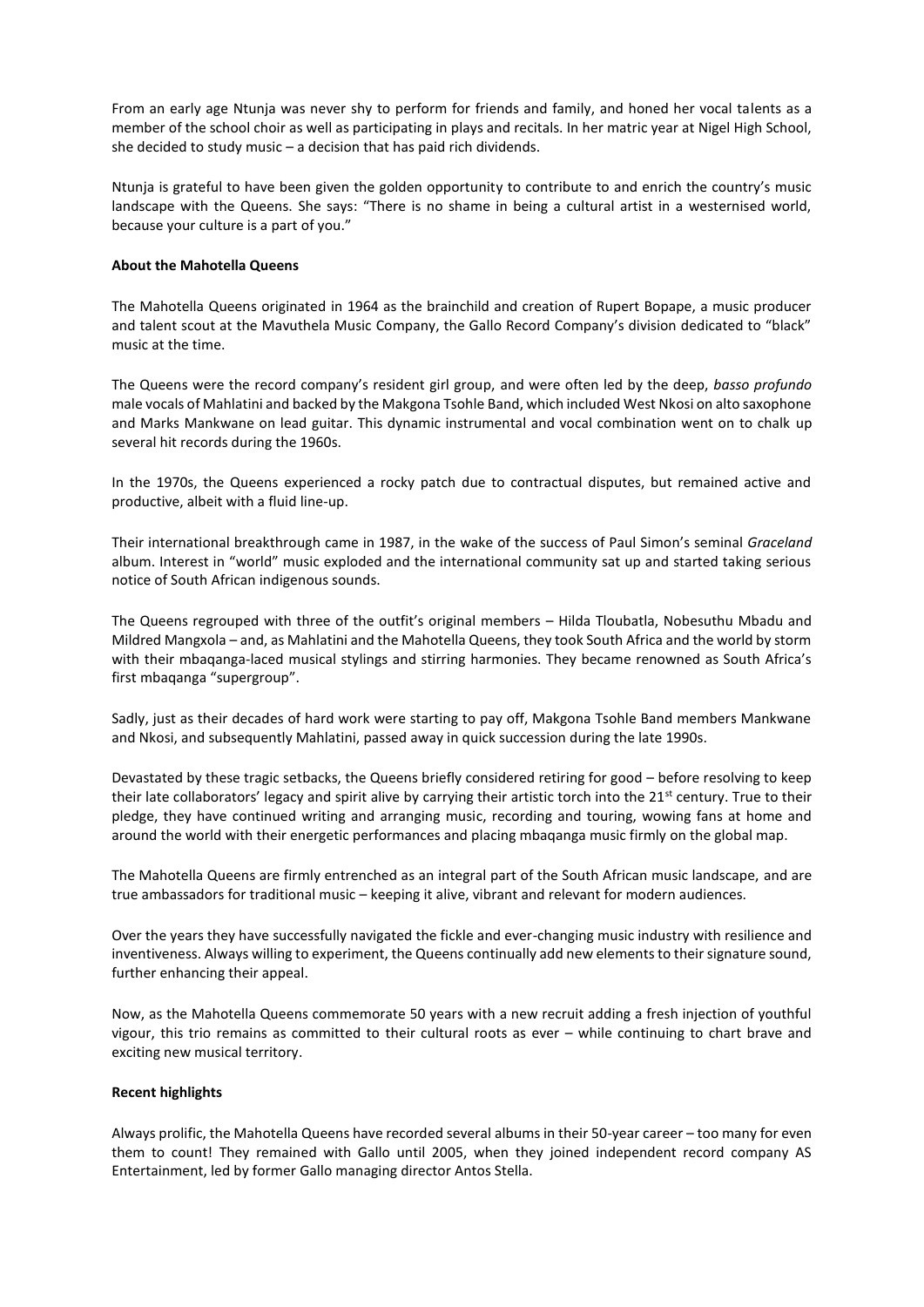From an early age Ntunja was never shy to perform for friends and family, and honed her vocal talents as a member of the school choir as well as participating in plays and recitals. In her matric year at Nigel High School, she decided to study music – a decision that has paid rich dividends.

Ntunja is grateful to have been given the golden opportunity to contribute to and enrich the country's music landscape with the Queens. She says: "There is no shame in being a cultural artist in a westernised world, because your culture is a part of you."

**About the Mahotella Queens**

The Mahotella Queens originated in 1964 as the brainchild and creation of Rupert Bopape, a music producer and talent scout at the Mavuthela Music Company, the Gallo Record Company's division dedicated to "black" music at the time.

The Queens were the record company's resident girl group, and were often led by the deep, *basso profundo* male vocals of Mahlatini and backed by the Makgona Tsohle Band, which included West Nkosi on alto saxophone and Marks Mankwane on lead guitar. This dynamic instrumental and vocal combination went on to chalk up several hit records during the 1960s.

In the 1970s, the Queens experienced a rocky patch due to contractual disputes, but remained active and productive, albeit with a fluid line-up.

Their international breakthrough came in 1987, in the wake of the success of Paul Simon's seminal *Graceland* album. Interest in "world" music exploded and the international community sat up and started taking serious notice of South African indigenous sounds.

The Queens regrouped with three of the outfit's original members – Hilda Tloubatla, Nobesuthu Mbadu and Mildred Mangxola – and, as Mahlatini and the Mahotella Queens, they took South Africa and the world by storm with their mbaqanga-laced musical stylings and stirring harmonies. They became renowned as South Africa's first mbaqanga "supergroup".

Sadly, just as their decades of hard work were starting to pay off, Makgona Tsohle Band members Mankwane and Nkosi, and subsequently Mahlatini, passed away in quick succession during the late 1990s.

Devastated by these tragic setbacks, the Queens briefly considered retiring for good – before resolving to keep their late collaborators' legacy and spirit alive by carrying their artistic torch into the 21st century. True to their pledge, they have continued writing and arranging music, recording and touring, wowing fans at home and around the world with their energetic performances and placing mbaqanga music firmly on the global map.

The Mahotella Queens are firmly entrenched as an integral part of the South African music landscape, and are true ambassadors for traditional music – keeping it alive, vibrant and relevant for modern audiences.

Over the years they have successfully navigated the fickle and ever-changing music industry with resilience and inventiveness. Always willing to experiment, the Queens continually add new elements to their signature sound, further enhancing their appeal.

Now, as the Mahotella Queens commemorate 50 years with a new recruit adding a fresh injection of youthful vigour, this trio remains as committed to their cultural roots as ever – while continuing to chart brave and exciting new musical territory.

**Recent highlights**

Always prolific, the Mahotella Queens have recorded several albums in their 50-year career – too many for even them to count! They remained with Gallo until 2005, when they joined independent record company AS Entertainment, led by former Gallo managing director Antos Stella.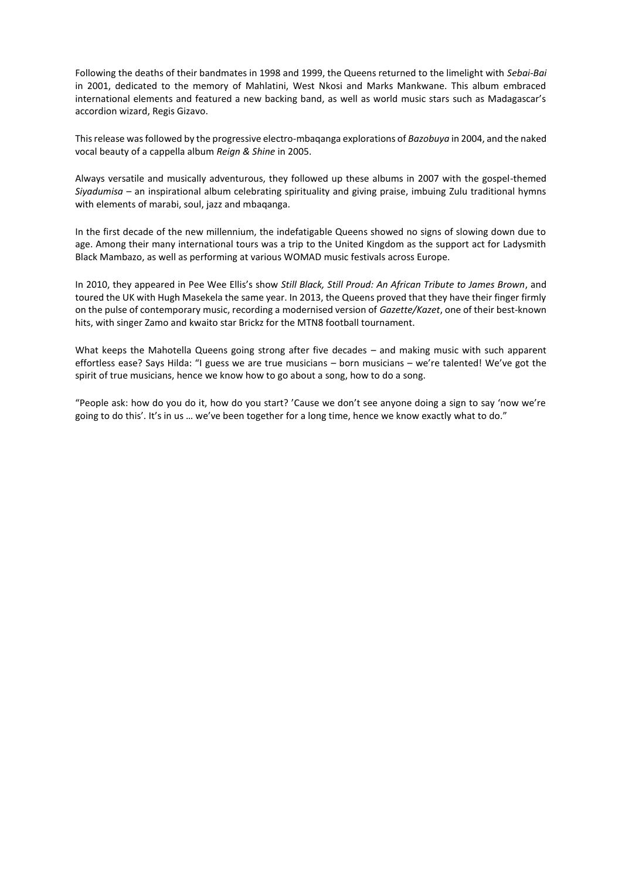Following the deaths of their bandmates in 1998 and 1999, the Queens returned to the limelight with *Sebai-Bai* in 2001, dedicated to the memory of Mahlatini, West Nkosi and Marks Mankwane. This album embraced international elements and featured a new backing band, as well as world music stars such as Madagascar's accordion wizard, Regis Gizavo.

This release was followed by the progressive electro-mbaqanga explorations of *Bazobuya* in 2004, and the naked vocal beauty of a cappella album *Reign & Shine* in 2005.

Always versatile and musically adventurous, they followed up these albums in 2007 with the gospel-themed *Siyadumisa* – an inspirational album celebrating spirituality and giving praise, imbuing Zulu traditional hymns with elements of marabi, soul, jazz and mbaqanga.

In the first decade of the new millennium, the indefatigable Queens showed no signs of slowing down due to age. Among their many international tours was a trip to the United Kingdom as the support act for Ladysmith Black Mambazo, as well as performing at various WOMAD music festivals across Europe.

In 2010, they appeared in Pee Wee Ellis's show *Still Black, Still Proud: An African Tribute to James Brown*, and toured the UK with Hugh Masekela the same year. In 2013, the Queens proved that they have their finger firmly on the pulse of contemporary music, recording a modernised version of *Gazette/Kazet*, one of their best-known hits, with singer Zamo and kwaito star Brickz for the MTN8 football tournament.

What keeps the Mahotella Queens going strong after five decades – and making music with such apparent effortless ease? Says Hilda: "I guess we are true musicians – born musicians – we're talented! We've got the spirit of true musicians, hence we know how to go about a song, how to do a song.

"People ask: how do you do it, how do you start? 'Cause we don't see anyone doing a sign to say 'now we're going to do this'. It's in us … we've been together for a long time, hence we know exactly what to do."